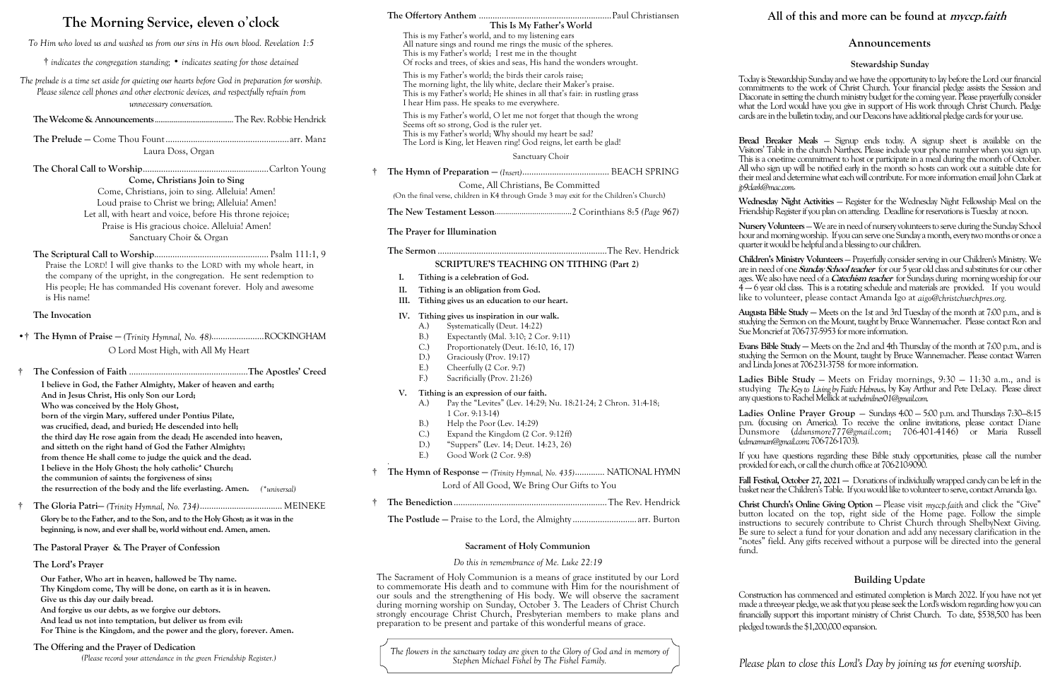# The Morning Service, eleven o'clock

*To Him who loved us and washed us from our sins in His own blood. Revelation 1:5*

*† indicates the congregation standing; • indicates seating for those detained*

*The prelude is a time set aside for quieting our hearts before God in preparation for worship. Please silence cell phones and other electronic devices, and respectfully refrain from unnecessary conversation.*

**The Welcome & Announcements** .......... The Rev. Robbie Hendrick

**The Prelude** — Come Thou Fount .......... arr. Manz
Laura Doss, Organ

**The Choral Call to Worship** .......... Carlton Young

**Come, Christians Join to Sing**
Come, Christians, join to sing. Alleluia! Amen!
Loud praise to Christ we bring; Alleluia! Amen!
Let all, with heart and voice, before His throne rejoice;
Praise is His gracious choice. Alleluia! Amen!
Sanctuary Choir & Organ

**The Scriptural Call to Worship** .......... Psalm 111:1, 9
Praise the LORD! I will give thanks to the LORD with my whole heart, in the company of the upright, in the congregation. He sent redemption to His people; He has commanded His covenant forever. Holy and awesome is His name!

**The Invocation**

•† **The Hymn of Praise** — *(Trinity Hymnal, No. 48)* .......... ROCKINGHAM
O Lord Most High, with All My Heart

† **The Confession of Faith** .......... **The Apostles' Creed**

**I believe in God, the Father Almighty, Maker of heaven and earth;**
**And in Jesus Christ, His only Son our Lord;**
**Who was conceived by the Holy Ghost,**
**born of the virgin Mary, suffered under Pontius Pilate,**
**was crucified, dead, and buried; He descended into hell;**
**the third day He rose again from the dead; He ascended into heaven,**
**and sitteth on the right hand of God the Father Almighty;**
**from thence He shall come to judge the quick and the dead.**
**I believe in the Holy Ghost; the holy catholic\* Church;**
**the communion of saints; the forgiveness of sins;**
**the resurrection of the body and the life everlasting. Amen.** *(\*universal)*

† **The Gloria Patri**— *(Trinity Hymnal, No. 734)* .......... MEINEKE
**Glory be to the Father, and to the Son, and to the Holy Ghost; as it was in the beginning, is now, and ever shall be, world without end. Amen, amen.**

**The Pastoral Prayer & The Prayer of Confession**

**The Lord's Prayer**

**Our Father, Who art in heaven, hallowed be Thy name.**
**Thy Kingdom come, Thy will be done, on earth as it is in heaven.**
**Give us this day our daily bread.**
**And forgive us our debts, as we forgive our debtors.**
**And lead us not into temptation, but deliver us from evil:**
**For Thine is the Kingdom, and the power and the glory, forever. Amen.**

**The Offering and the Prayer of Dedication**
*(Please record your attendance in the green Friendship Register.)*

**The Offertory Anthem** .......... Paul Christiansen

**This Is My Father's World**
This is my Father's world, and to my listening ears
All nature sings and round me rings the music of the spheres.
This is my Father's world; I rest me in the thought
Of rocks and trees, of skies and seas, His hand the wonders wrought.

This is my Father's world; the birds their carols raise;
The morning light, the lily white, declare their Maker's praise.
This is my Father's world; He shines in all that's fair: in rustling grass
I hear Him pass. He speaks to me everywhere.

This is my Father's world, O let me not forget that though the wrong
Seems oft so strong, God is the ruler yet.
This is my Father's world; Why should my heart be sad?
The Lord is King, let Heaven ring! God reigns, let earth be glad!

Sanctuary Choir

† **The Hymn of Preparation** — *(Insert)* .......... BEACH SPRING
Come, All Christians, Be Committed
(On the final verse, children in K4 through Grade 3 may exit for the Children's Church)

**The New Testament Lesson** .......... 2 Corinthians 8:5 *(Page 967)*

**The Prayer for Illumination**

**The Sermon** .......... The Rev. Hendrick

**SCRIPTURE'S TEACHING ON TITHING (Part 2)**

I. **Tithing is a celebration of God.**
II. **Tithing is an obligation from God.**
III. **Tithing gives us an education to our heart.**
IV. **Tithing gives us inspiration in our walk.**
   A.) Systematically (Deut. 14:22)
   B.) Expectantly (Mal. 3:10; 2 Cor. 9:11)
   C.) Proportionately (Deut. 16:10, 16, 17)
   D.) Graciously (Prov. 19:17)
   E.) Cheerfully (2 Cor. 9:7)
   F.) Sacrificially (Prov. 21:26)
V. **Tithing is an expression of our faith.**
   A.) Pay the "Levites" (Lev. 14:29; Nu. 18:21-24; 2 Chron. 31:4-18; 1 Cor. 9:13-14)
   B.) Help the Poor (Lev. 14:29)
   C.) Expand the Kingdom (2 Cor. 9:12ff)
   D.) "Suppers" (Lev. 14; Deut. 14:23, 26)
   E.) Good Work (2 Cor. 9:8)

† **The Hymn of Response** — *(Trinity Hymnal, No. 435)* .......... NATIONAL HYMN
Lord of All Good, We Bring Our Gifts to You

† **The Benediction** .......... The Rev. Hendrick

**The Postlude** — Praise to the Lord, the Almighty .......... arr. Burton

## Sacrament of Holy Communion

*Do this in remembrance of Me. Luke 22:19*

The Sacrament of Holy Communion is a means of grace instituted by our Lord to commemorate His death and to commune with Him for the nourishment of our souls and the strengthening of His body. We will observe the sacrament during morning worship on Sunday, October 3. The Leaders of Christ Church strongly encourage Christ Church, Presbyterian members to make plans and preparation to be present and partake of this wonderful means of grace.

*The flowers in the sanctuary today are given to the Glory of God and in memory of Stephen Michael Fishel by The Fishel Family.*

# All of this and more can be found at *myccp.faith*

## Announcements

### Stewardship Sunday

Today is Stewardship Sunday and we have the opportunity to lay before the Lord our financial commitments to the work of Christ Church. Your financial pledge assists the Session and Diaconate in setting the church ministry budget for the coming year. Please prayerfully consider what the Lord would have you give in support of His work through Christ Church. Pledge cards are in the bulletin today, and our Deacons have additional pledge cards for your use.

**Bread Breaker Meals** — Signup ends today. A signup sheet is available on the Visitors' Table in the church Narthex. Please include your phone number when you sign up. This is a one-time commitment to host or participate in a meal during the month of October. All who sign up will be notified early in the month so hosts can work out a suitable date for their meal and determine what each will contribute. For more information email John Clark at *jp9clark@mac.com*.

**Wednesday Night Activities** — Register for the Wednesday Night Fellowship Meal on the Friendship Register if you plan on attending. Deadline for reservations is Tuesday at noon.

**Nursery Volunteers** — We are in need of nursery volunteers to serve during the Sunday School hour and morning worship. If you can serve one Sunday a month, every two months or once a quarter it would be helpful and a blessing to our children.

**Children's Ministry Volunteers** — Prayerfully consider serving in our Children's Ministry. We are in need of one ***Sunday School teacher*** for our 5 year old class and substitutes for our other ages. We also have need of a ***Catechism teacher*** for Sundays during morning worship for our 4 — 6 year old class. This is a rotating schedule and materials are provided. If you would like to volunteer, please contact Amanda Igo at *aigo@christchurchpres.org*.

**Augusta Bible Study** — Meets on the 1st and 3rd Tuesday of the month at 7:00 p.m., and is studying the Sermon on the Mount, taught by Bruce Wannemacher. Please contact Ron and Sue Moncrief at 706-737-5953 for more information.

**Evans Bible Study** — Meets on the 2nd and 4th Thursday of the month at 7:00 p.m., and is studying the Sermon on the Mount, taught by Bruce Wannemacher. Please contact Warren and Linda Jones at 706-231-3758 for more information.

**Ladies Bible Study** — Meets on Friday mornings, 9:30 — 11:30 a.m., and is studying *The Key to Living by Faith: Hebrews*, by Kay Arthur and Pete DeLacy. Please direct any questions to Rachel Mellick at *rachelmilner01@gmail.com*.

**Ladies Online Prayer Group** — Sundays 4:00 — 5:00 p.m. and Thursdays 7:30–8:15 p.m. (focusing on America). To receive the online invitations, please contact Diane Dunsmore (*ddunsmore777@gmail.com*; 706-401-4146) or Maria Russell (*edmarman@gmail.com*; 706-726-1703).

If you have questions regarding these Bible study opportunities, please call the number provided for each, or call the church office at 706-210-9090.

**Fall Festival, October 27, 2021** — Donations of individually wrapped candy can be left in the basket near the Children's Table. If you would like to volunteer to serve, contact Amanda Igo.

**Christ Church's Online Giving Option** — Please visit *myccp.faith* and click the "Give" button located on the top, right side of the Home page. Follow the simple instructions to securely contribute to Christ Church through ShelbyNext Giving. Be sure to select a fund for your donation and add any necessary clarification in the "notes" field. Any gifts received without a purpose will be directed into the general fund.

### Building Update

Construction has commenced and estimated completion is March 2022. If you have not yet made a three-year pledge, we ask that you please seek the Lord's wisdom regarding how you can financially support this important ministry of Christ Church. To date, $538,500 has been pledged towards the $1,200,000 expansion.

*Please plan to close this Lord's Day by joining us for evening worship.*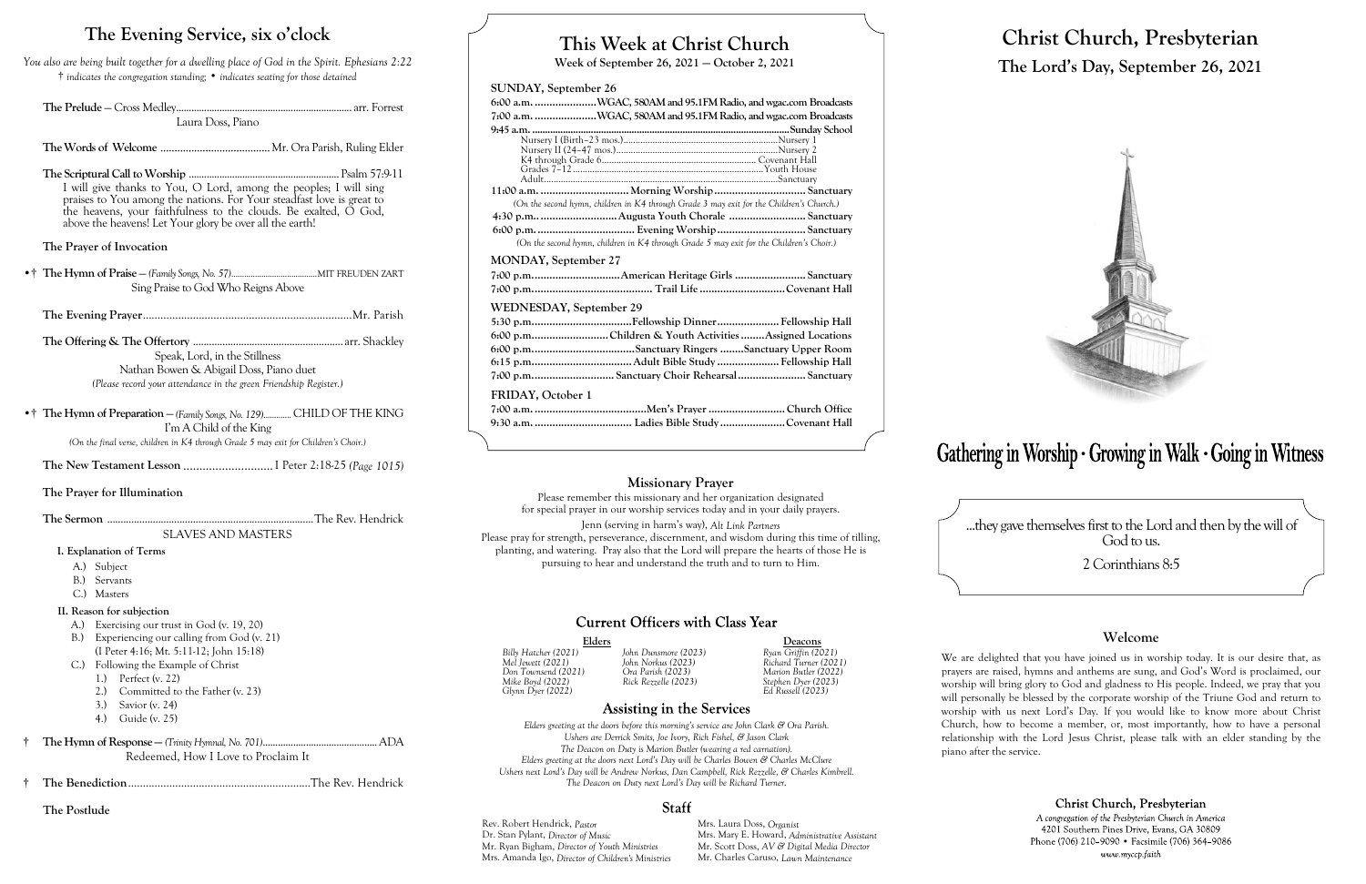# The Evening Service, six o'clock

*You also are being built together for a dwelling place of God in the Spirit. Ephesians 2:22*
*† indicates the congregation standing; • indicates seating for those detained*

**The Prelude** — Cross Medley ........ arr. Forrest
Laura Doss, Piano

**The Words of Welcome** ........ Mr. Ora Parish, Ruling Elder

**The Scriptural Call to Worship** ........ Psalm 57:9-11
I will give thanks to You, O Lord, among the peoples; I will sing praises to You among the nations. For Your steadfast love is great to the heavens, your faithfulness to the clouds. Be exalted, O God, above the heavens! Let Your glory be over all the earth!

**The Prayer of Invocation**

•† **The Hymn of Praise** — *(Family Songs, No. 57)* ........ MIT FREUDEN ZART
Sing Praise to God Who Reigns Above

**The Evening Prayer** ........ Mr. Parish

**The Offering & The Offertory** ........ arr. Shackley
Speak, Lord, in the Stillness
Nathan Bowen & Abigail Doss, Piano duet
*(Please record your attendance in the green Friendship Register.)*

•† **The Hymn of Preparation** — *(Family Songs, No. 129)* ........ CHILD OF THE KING
I'm A Child of the King
*(On the final verse, children in K4 through Grade 5 may exit for Children's Choir.)*

**The New Testament Lesson** ........ I Peter 2:18-25 *(Page 1015)*

**The Prayer for Illumination**

**The Sermon** ........ The Rev. Hendrick
SLAVES AND MASTERS

**I. Explanation of Terms**
- A.) Subject
- B.) Servants
- C.) Masters

**II. Reason for subjection**
- A.) Exercising our trust in God (v. 19, 20)
- B.) Experiencing our calling from God (v. 21) (I Peter 4:16; Mt. 5:11-12; John 15:18)
- C.) Following the Example of Christ
  - 1.) Perfect (v. 22)
  - 2.) Committed to the Father (v. 23)
  - 3.) Savior (v. 24)
  - 4.) Guide (v. 25)

† **The Hymn of Response** — *(Trinity Hymnal, No. 701)* ........ ADA
Redeemed, How I Love to Proclaim It

† **The Benediction** ........ The Rev. Hendrick

**The Postlude**

# This Week at Christ Church

**Week of September 26, 2021 — October 2, 2021**

**SUNDAY, September 26**
- 6:00 a.m. ........ WGAC, 580AM and 95.1FM Radio, and wgac.com Broadcasts
- 7:00 a.m. ........ WGAC, 580AM and 95.1FM Radio, and wgac.com Broadcasts
- 9:45 a.m. ........ Sunday School
  - Nursery I (Birth–23 mos.) ........ Nursery 1
  - Nursery II (24–47 mos.) ........ Nursery 2
  - K4 through Grade 6 ........ Covenant Hall
  - Grades 7–12 ........ Youth House
  - Adult ........ Sanctuary
- 11:00 a.m. ........ Morning Worship ........ Sanctuary
  *(On the second hymn, children in K4 through Grade 3 may exit for the Children's Church.)*
- 4:30 p.m. ........ Augusta Youth Chorale ........ Sanctuary
- 6:00 p.m. ........ Evening Worship ........ Sanctuary
  *(On the second hymn, children in K4 through Grade 5 may exit for the Children's Choir.)*

**MONDAY, September 27**
- 7:00 p.m. ........ American Heritage Girls ........ Sanctuary
- 7:00 p.m. ........ Trail Life ........ Covenant Hall

**WEDNESDAY, September 29**
- 5:30 p.m. ........ Fellowship Dinner ........ Fellowship Hall
- 6:00 p.m. ........ Children & Youth Activities ........ Assigned Locations
- 6:00 p.m. ........ Sanctuary Ringers ........ Sanctuary Upper Room
- 6:15 p.m. ........ Adult Bible Study ........ Fellowship Hall
- 7:00 p.m. ........ Sanctuary Choir Rehearsal ........ Sanctuary

**FRIDAY, October 1**
- 7:00 a.m. ........ Men's Prayer ........ Church Office
- 9:30 a.m. ........ Ladies Bible Study ........ Covenant Hall

## Missionary Prayer

Please remember this missionary and her organization designated for special prayer in our worship services today and in your daily prayers.

Jenn (serving in harm's way), *Alt Link Partners*

Please pray for strength, perseverance, discernment, and wisdom during this time of tilling, planting, and watering. Pray also that the Lord will prepare the hearts of those He is pursuing to hear and understand the truth and to turn to Him.

## Current Officers with Class Year

| Elders | | Deacons |
|---|---|---|
| *Billy Hatcher (2021)* | *John Dunsmore (2023)* | *Ryan Griffin (2021)* |
| *Mel Jewett (2021)* | *John Norkus (2023)* | *Richard Turner (2021)* |
| *Don Townsend (2021)* | *Ora Parish (2023)* | *Marion Butler (2022)* |
| *Mike Boyd (2022)* | *Rick Rezzelle (2023)* | *Stephen Dyer (2023)* |
| *Glynn Dyer (2022)* | | *Ed Russell (2023)* |

## Assisting in the Services

*Elders greeting at the doors before this morning's service are John Clark & Ora Parish.*
*Ushers are Derrick Smits, Joe Ivory, Rich Fishel, & Jason Clark*
*The Deacon on Duty is Marion Butler (wearing a red carnation).*
*Elders greeting at the doors next Lord's Day will be Charles Bowen & Charles McClure*
*Ushers next Lord's Day will be Andrew Norkus, Dan Campbell, Rick Rezzelle, & Charles Kimbrell.*
*The Deacon on Duty next Lord's Day will be Richard Turner.*

## Staff

Rev. Robert Hendrick, *Pastor*
Dr. Stan Pylant, *Director of Music*
Mr. Ryan Bigham, *Director of Youth Ministries*
Mrs. Amanda Igo, *Director of Children's Ministries*
Mrs. Laura Doss, *Organist*
Mrs. Mary E. Howard, *Administrative Assistant*
Mr. Scott Doss, *AV & Digital Media Director*
Mr. Charles Caruso, *Lawn Maintenance*

# Christ Church, Presbyterian

## The Lord's Day, September 26, 2021

# Gathering in Worship · Growing in Walk · Going in Witness

...they gave themselves first to the Lord and then by the will of God to us.

2 Corinthians 8:5

## Welcome

We are delighted that you have joined us in worship today. It is our desire that, as prayers are raised, hymns and anthems are sung, and God's Word is proclaimed, our worship will bring glory to God and gladness to His people. Indeed, we pray that you will personally be blessed by the corporate worship of the Triune God and return to worship with us next Lord's Day. If you would like to know more about Christ Church, how to become a member, or, most importantly, how to have a personal relationship with the Lord Jesus Christ, please talk with an elder standing by the piano after the service.

**Christ Church, Presbyterian**
*A congregation of the Presbyterian Church in America*
4201 Southern Pines Drive, Evans, GA 30809
Phone (706) 210-9090 • Facsimile (706) 364-9086
*www.myccp.faith*